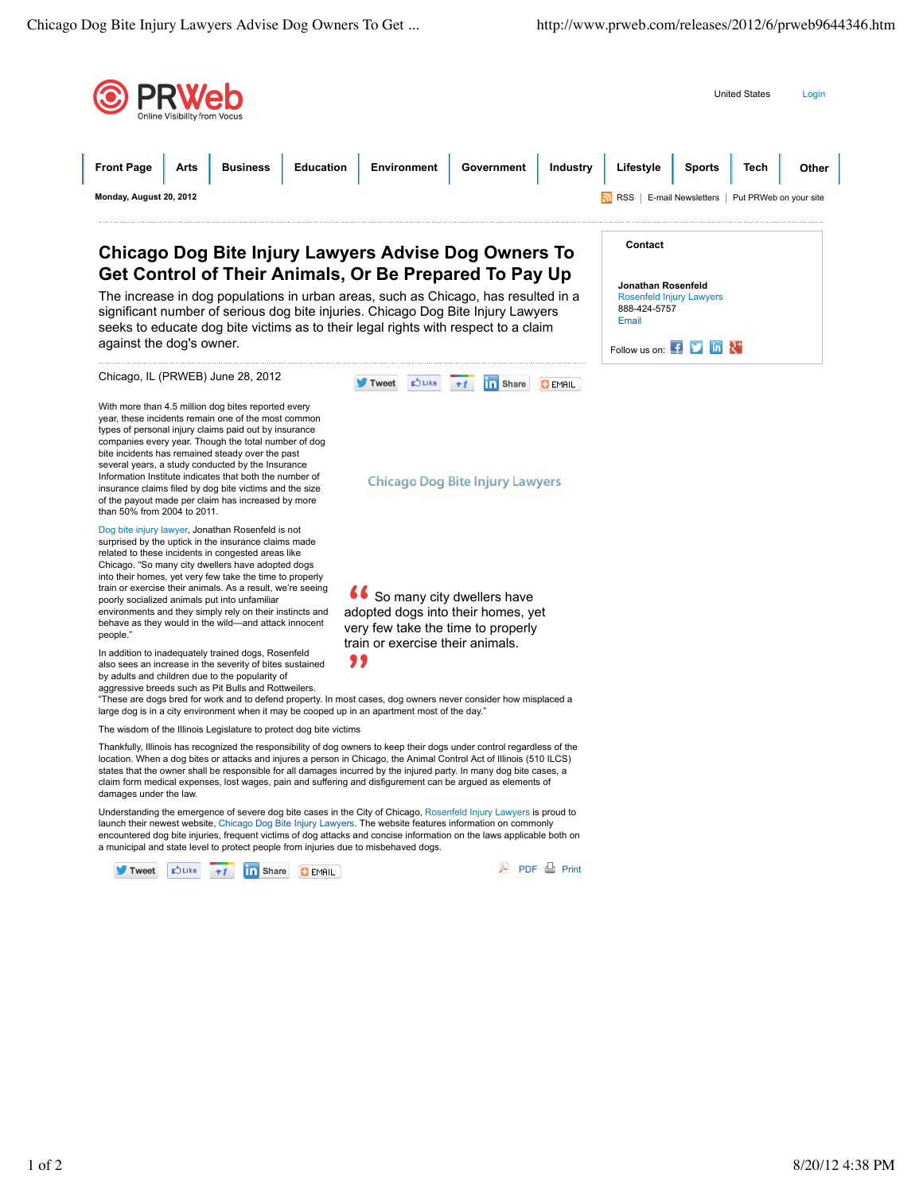# Chicago Dog Bite Injury Lawyers Advise Dog Owners To Get Control of Their Animals, Or Be Prepared To Pay Up

The increase in dog populations in urban areas, such as Chicago, has resulted in a significant number of serious dog bite injuries. Chicago Dog Bite Injury Lawyers seeks to educate dog bite victims as to their legal rights with respect to a claim against the dog's owner.

Chicago, IL (PRWEB) June 28, 2012

With more than 4.5 million dog bites reported every year, these incidents remain one of the most common types of personal injury claims paid out by insurance companies every year. Though the total number of dog bite incidents has remained steady over the past several years, a study conducted by the Insurance Information Institute indicates that both the number of insurance claims filed by dog bite victims and the size of the payout made per claim has increased by more than 50% from 2004 to 2011.

Chicago Dog Bite Injury Lawyers

Dog bite injury lawyer, Jonathan Rosenfeld is not surprised by the uptick in the insurance claims made related to these incidents in congested areas like Chicago. "So many city dwellers have adopted dogs into their homes, yet very few take the time to properly train or exercise their animals. As a result, we're seeing poorly socialized animals put into unfamiliar environments and they simply rely on their instincts and behave as they would in the wild—and attack innocent people."

> "So many city dwellers have adopted dogs into their homes, yet very few take the time to properly train or exercise their animals."

In addition to inadequately trained dogs, Rosenfeld also sees an increase in the severity of bites sustained by adults and children due to the popularity of aggressive breeds such as Pit Bulls and Rottweilers. "These are dogs bred for work and to defend property. In most cases, dog owners never consider how misplaced a large dog is in a city environment when it may be cooped up in an apartment most of the day."

The wisdom of the Illinois Legislature to protect dog bite victims

Thankfully, Illinois has recognized the responsibility of dog owners to keep their dogs under control regardless of the location. When a dog bites or attacks and injures a person in Chicago, the Animal Control Act of Illinois (510 ILCS) states that the owner shall be responsible for all damages incurred by the injured party. In many dog bite cases, a claim form medical expenses, lost wages, pain and suffering and disfigurement can be argued as elements of damages under the law.

Understanding the emergence of severe dog bite cases in the City of Chicago, Rosenfeld Injury Lawyers is proud to launch their newest website, Chicago Dog Bite Injury Lawyers. The website features information on commonly encountered dog bite injuries, frequent victims of dog attacks and concise information on the laws applicable both on a municipal and state level to protect people from injuries due to misbehaved dogs.

**Contact**

**Jonathan Rosenfeld**
Rosenfeld Injury Lawyers
888-424-5757
Email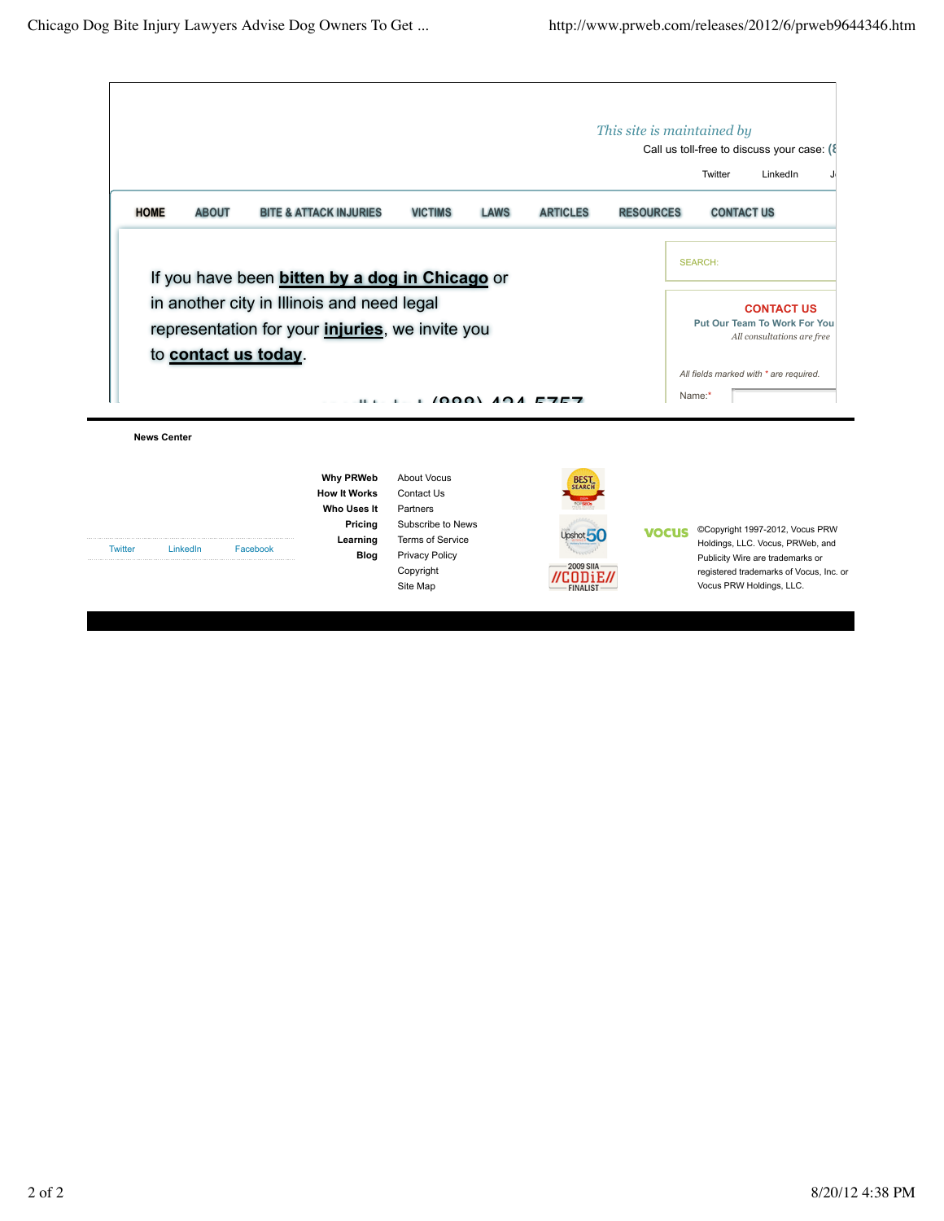*This site is maintained by*

Call us toll-free to discuss your case: (8

Twitter LinkedIn J

HOME ABOUT BITE & ATTACK INJURIES VICTIMS LAWS ARTICLES RESOURCES CONTACT US

If you have been **bitten by a dog in Chicago** or in another city in Illinois and need legal representation for your **injuries**, we invite you to **contact us today**.

SEARCH:

**CONTACT US**

**Put Our Team To Work For You**

*All consultations are free*

*All fields marked with * are required.*

Name:*

**News Center**

Twitter LinkedIn Facebook

**Why PRWeb**
**How It Works**
**Who Uses It**
**Pricing**
**Learning**
**Blog**

About Vocus
Contact Us
Partners
Subscribe to News
Terms of Service
Privacy Policy
Copyright
Site Map

©Copyright 1997-2012, Vocus PRW Holdings, LLC. Vocus, PRWeb, and Publicity Wire are trademarks or registered trademarks of Vocus, Inc. or Vocus PRW Holdings, LLC.